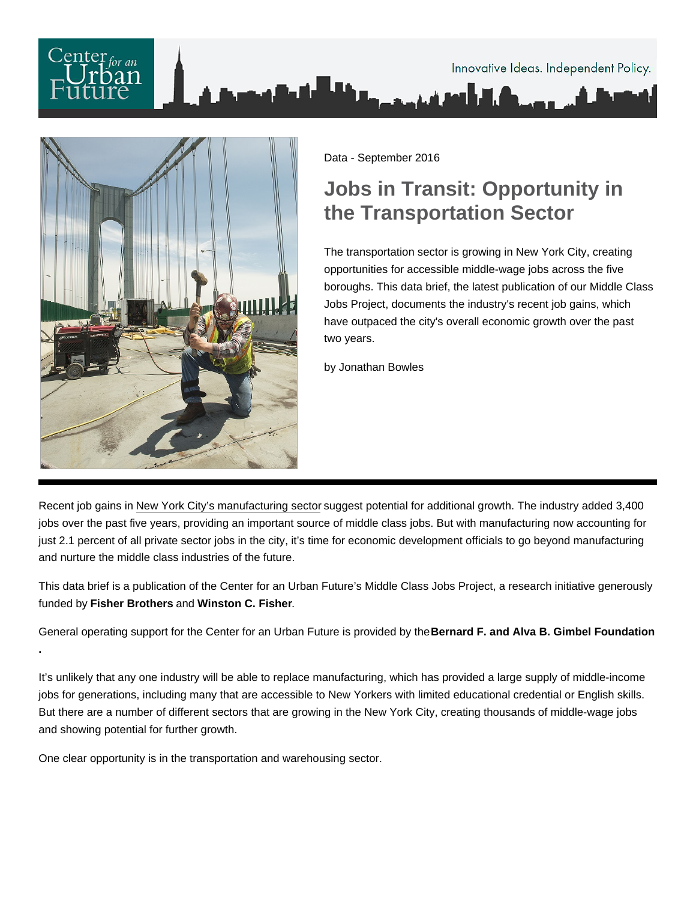Data - September 2016

# Jobs in Transit: Opportunity in the Transportation Sector

The transportation sector is growing in New York City, creating opportunities for accessible middle-wage jobs across the five boroughs. This data brief, the latest publication of our Middle Class Jobs Project, documents the industry's recent job gains, which have outpaced the city's overall economic growth over the past two years.

by Jonathan Bowles

---

Recent job gains in New York City's manufacturing sector suggest potential for additional growth. The industry added 3,400 jobs over the past five years, providing an important source of middle class jobs. But with manufacturing now accounting for just 2.1 percent of all private sector jobs in the city, it's time for economic development officials to go beyond manufacturing and nurture the middle class industries of the future.

This data brief is a publication of the Center for an Urban Future's Middle Class Jobs Project, a research initiative generously funded by **Fisher Brothers** and **Winston C. Fisher**.

General operating support for the Center for an Urban Future is provided by the **Bernard F. and Alva B. Gimbel Foundation**.

It's unlikely that any one industry will be able to replace manufacturing, which has provided a large supply of middle-income jobs for generations, including many that are accessible to New Yorkers with limited educational credential or English skills. But there are a number of different sectors that are growing in the New York City, creating thousands of middle-wage jobs and showing potential for further growth.

One clear opportunity is in the transportation and warehousing sector.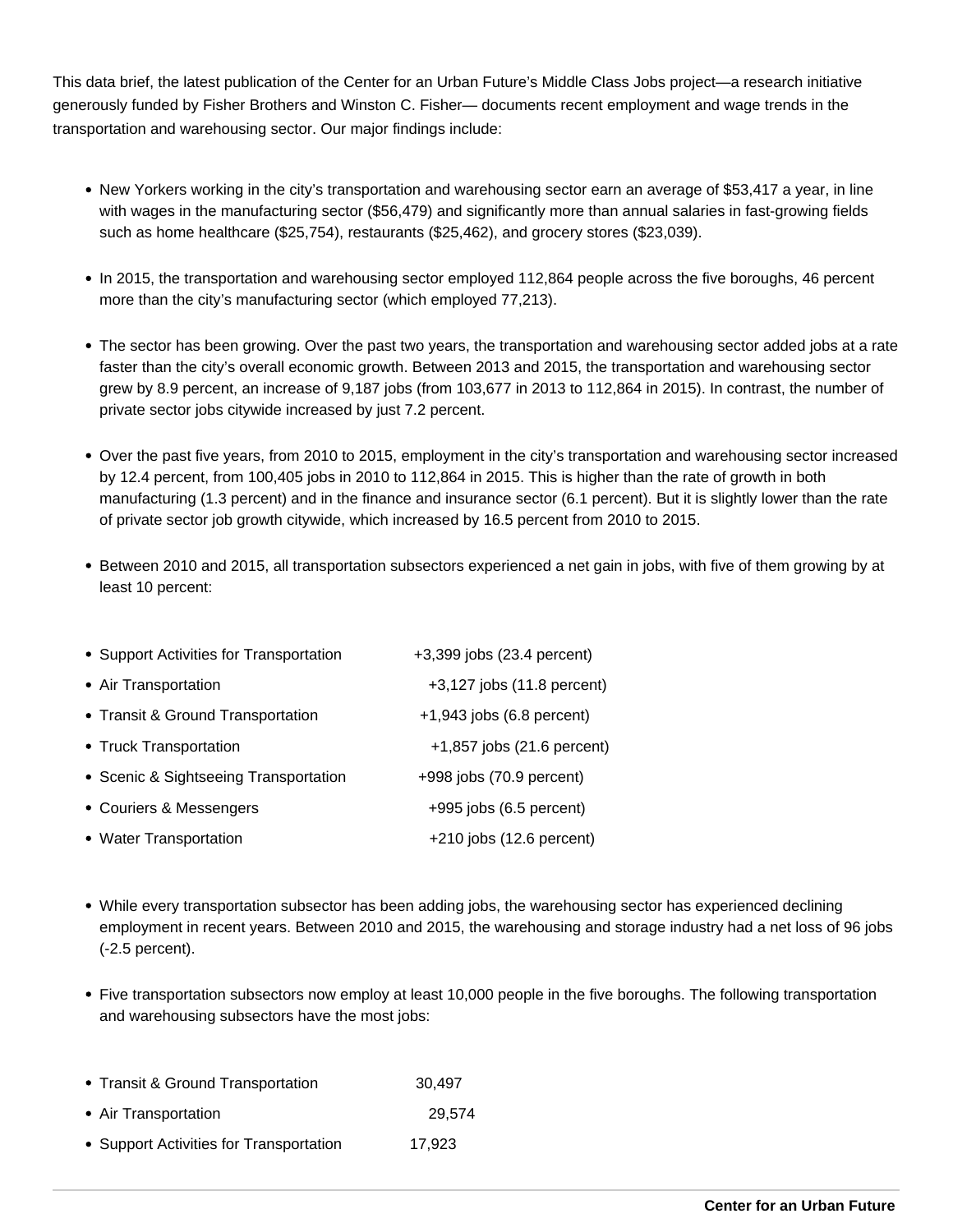This data brief, the latest publication of the Center for an Urban Future's Middle Class Jobs project—a research initiative generously funded by Fisher Brothers and Winston C. Fisher— documents recent employment and wage trends in the transportation and warehousing sector. Our major findings include:

- New Yorkers working in the city's transportation and warehousing sector earn an average of $53,417 a year, in line with wages in the manufacturing sector ($56,479) and significantly more than annual salaries in fast-growing fields such as home healthcare ($25,754), restaurants ($25,462), and grocery stores ($23,039).

- In 2015, the transportation and warehousing sector employed 112,864 people across the five boroughs, 46 percent more than the city's manufacturing sector (which employed 77,213).

- The sector has been growing. Over the past two years, the transportation and warehousing sector added jobs at a rate faster than the city's overall economic growth. Between 2013 and 2015, the transportation and warehousing sector grew by 8.9 percent, an increase of 9,187 jobs (from 103,677 in 2013 to 112,864 in 2015). In contrast, the number of private sector jobs citywide increased by just 7.2 percent.

- Over the past five years, from 2010 to 2015, employment in the city's transportation and warehousing sector increased by 12.4 percent, from 100,405 jobs in 2010 to 112,864 in 2015. This is higher than the rate of growth in both manufacturing (1.3 percent) and in the finance and insurance sector (6.1 percent). But it is slightly lower than the rate of private sector job growth citywide, which increased by 16.5 percent from 2010 to 2015.

- Between 2010 and 2015, all transportation subsectors experienced a net gain in jobs, with five of them growing by at least 10 percent:

- Support Activities for Transportation +3,399 jobs (23.4 percent)
- Air Transportation +3,127 jobs (11.8 percent)
- Transit & Ground Transportation +1,943 jobs (6.8 percent)
- Truck Transportation +1,857 jobs (21.6 percent)
- Scenic & Sightseeing Transportation +998 jobs (70.9 percent)
- Couriers & Messengers +995 jobs (6.5 percent)
- Water Transportation +210 jobs (12.6 percent)

- While every transportation subsector has been adding jobs, the warehousing sector has experienced declining employment in recent years. Between 2010 and 2015, the warehousing and storage industry had a net loss of 96 jobs (-2.5 percent).

- Five transportation subsectors now employ at least 10,000 people in the five boroughs. The following transportation and warehousing subsectors have the most jobs:

- Transit & Ground Transportation 30,497
- Air Transportation 29,574
- Support Activities for Transportation 17,923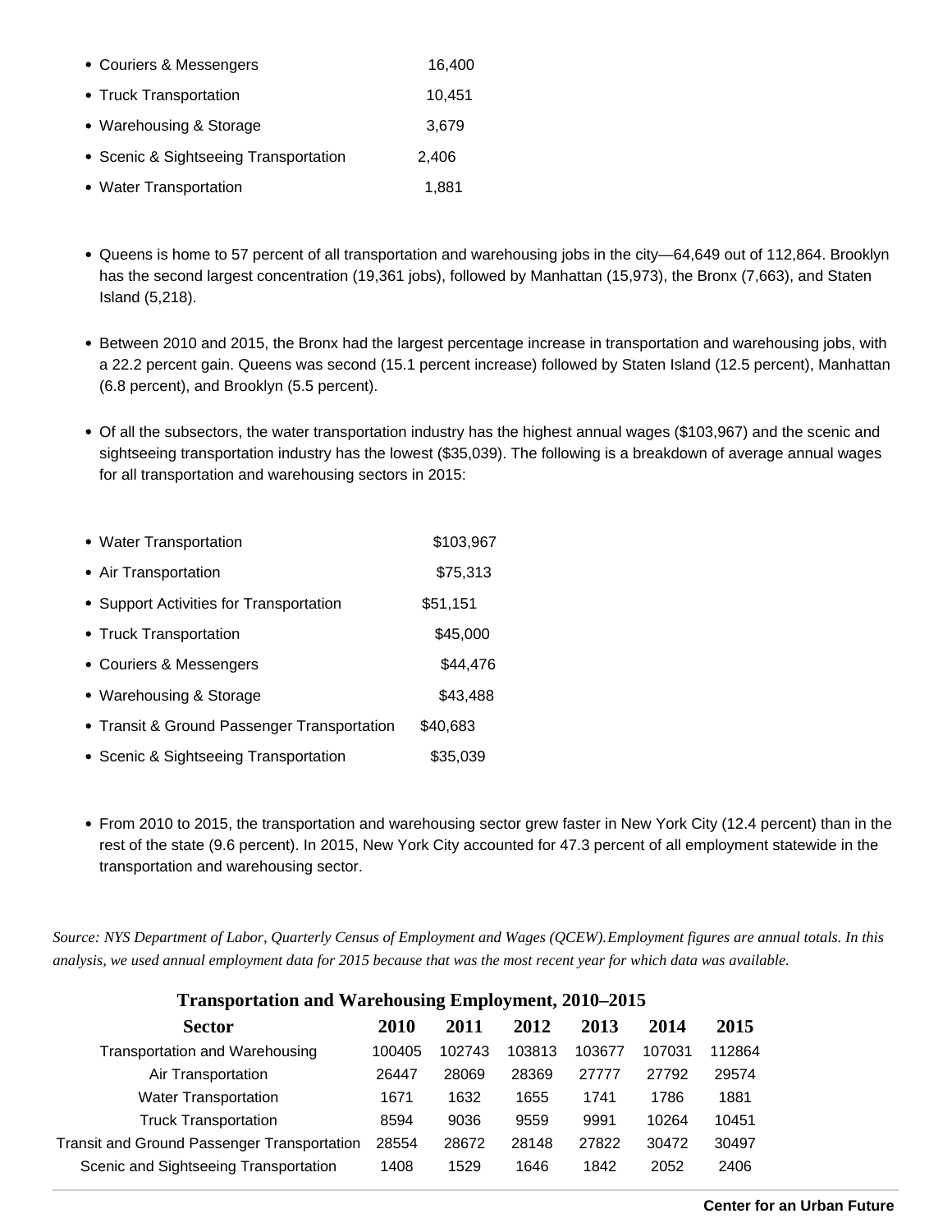- Couriers & Messengers 16,400
- Truck Transportation 10,451
- Warehousing & Storage 3,679
- Scenic & Sightseeing Transportation 2,406
- Water Transportation 1,881

- Queens is home to 57 percent of all transportation and warehousing jobs in the city—64,649 out of 112,864. Brooklyn has the second largest concentration (19,361 jobs), followed by Manhattan (15,973), the Bronx (7,663), and Staten Island (5,218).

- Between 2010 and 2015, the Bronx had the largest percentage increase in transportation and warehousing jobs, with a 22.2 percent gain. Queens was second (15.1 percent increase) followed by Staten Island (12.5 percent), Manhattan (6.8 percent), and Brooklyn (5.5 percent).

- Of all the subsectors, the water transportation industry has the highest annual wages ($103,967) and the scenic and sightseeing transportation industry has the lowest ($35,039). The following is a breakdown of average annual wages for all transportation and warehousing sectors in 2015:

- Water Transportation $103,967
- Air Transportation $75,313
- Support Activities for Transportation $51,151
- Truck Transportation $45,000
- Couriers & Messengers $44,476
- Warehousing & Storage $43,488
- Transit & Ground Passenger Transportation $40,683
- Scenic & Sightseeing Transportation $35,039

- From 2010 to 2015, the transportation and warehousing sector grew faster in New York City (12.4 percent) than in the rest of the state (9.6 percent). In 2015, New York City accounted for 47.3 percent of all employment statewide in the transportation and warehousing sector.

*Source: NYS Department of Labor, Quarterly Census of Employment and Wages (QCEW).Employment figures are annual totals. In this analysis, we used annual employment data for 2015 because that was the most recent year for which data was available.*

**Transportation and Warehousing Employment, 2010–2015**

| Sector | 2010 | 2011 | 2012 | 2013 | 2014 | 2015 |
|---|---|---|---|---|---|---|
| Transportation and Warehousing | 100405 | 102743 | 103813 | 103677 | 107031 | 112864 |
| Air Transportation | 26447 | 28069 | 28369 | 27777 | 27792 | 29574 |
| Water Transportation | 1671 | 1632 | 1655 | 1741 | 1786 | 1881 |
| Truck Transportation | 8594 | 9036 | 9559 | 9991 | 10264 | 10451 |
| Transit and Ground Passenger Transportation | 28554 | 28672 | 28148 | 27822 | 30472 | 30497 |
| Scenic and Sightseeing Transportation | 1408 | 1529 | 1646 | 1842 | 2052 | 2406 |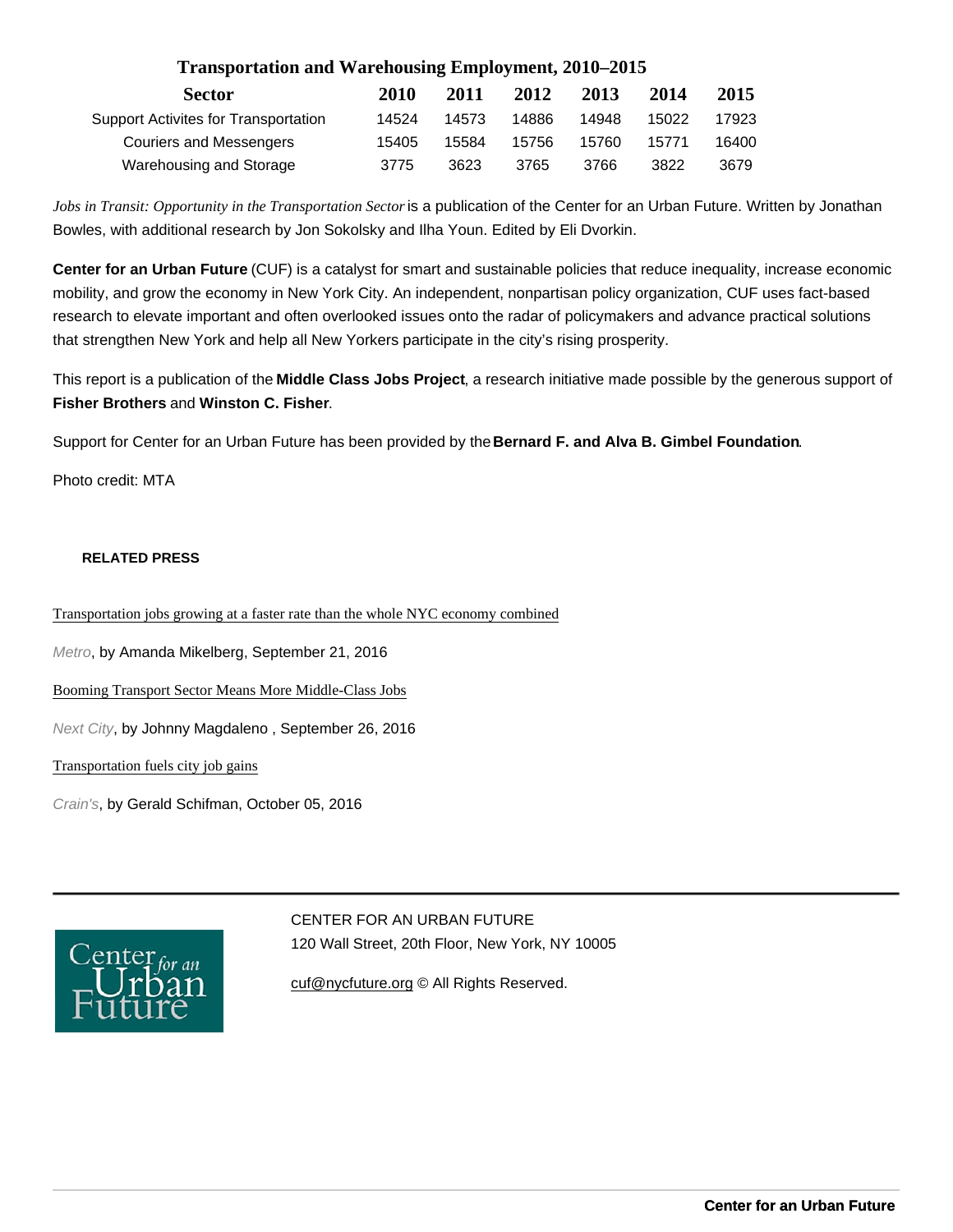### Transportation and Warehousing Employment, 2010–2015

| Sector | 2010 | 2011 | 2012 | 2013 | 2014 | 2015 |
|---|---|---|---|---|---|---|
| Support Activites for Transportation | 14524 | 14573 | 14886 | 14948 | 15022 | 17923 |
| Couriers and Messengers | 15405 | 15584 | 15756 | 15760 | 15771 | 16400 |
| Warehousing and Storage | 3775 | 3623 | 3765 | 3766 | 3822 | 3679 |

*Jobs in Transit: Opportunity in the Transportation Sector* is a publication of the Center for an Urban Future. Written by Jonathan Bowles, with additional research by Jon Sokolsky and Ilha Youn. Edited by Eli Dvorkin.

**Center for an Urban Future** (CUF) is a catalyst for smart and sustainable policies that reduce inequality, increase economic mobility, and grow the economy in New York City. An independent, nonpartisan policy organization, CUF uses fact-based research to elevate important and often overlooked issues onto the radar of policymakers and advance practical solutions that strengthen New York and help all New Yorkers participate in the city's rising prosperity.

This report is a publication of the **Middle Class Jobs Project**, a research initiative made possible by the generous support of **Fisher Brothers** and **Winston C. Fisher**.

Support for Center for an Urban Future has been provided by the **Bernard F. and Alva B. Gimbel Foundation**.

Photo credit: MTA

**RELATED PRESS**

Transportation jobs growing at a faster rate than the whole NYC economy combined

*Metro*, by Amanda Mikelberg, September 21, 2016

Booming Transport Sector Means More Middle-Class Jobs

*Next City*, by Johnny Magdaleno , September 26, 2016

Transportation fuels city job gains

*Crain's*, by Gerald Schifman, October 05, 2016

Center for an Urban Future

CENTER FOR AN URBAN FUTURE
120 Wall Street, 20th Floor, New York, NY 10005

cuf@nycfuture.org © All Rights Reserved.